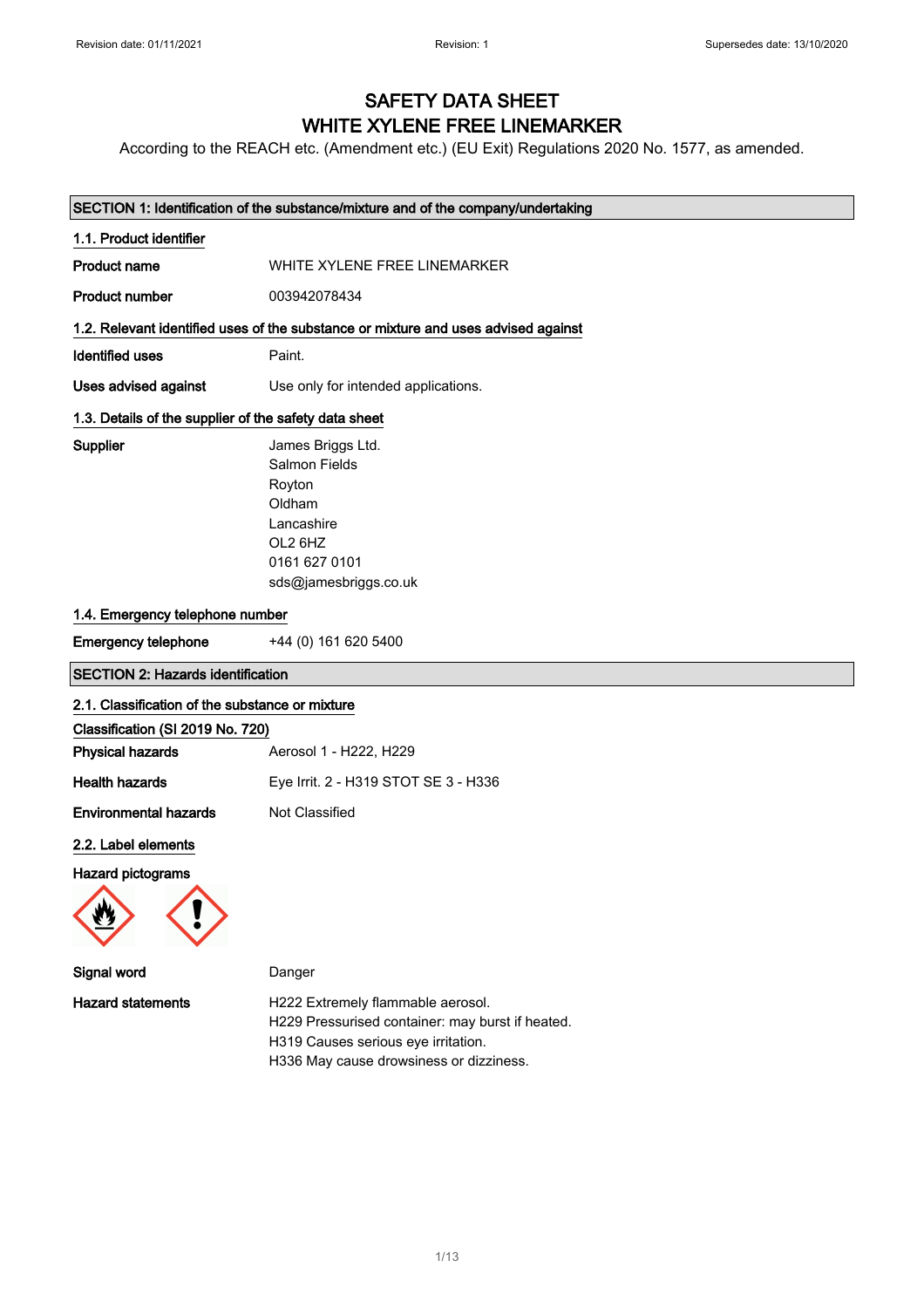Revision date: 01/11/2021 Revision: 1 Supersedes date: 13/10/2020

# SAFETY DATA SHEET
# WHITE XYLENE FREE LINEMARKER

According to the REACH etc. (Amendment etc.) (EU Exit) Regulations 2020 No. 1577, as amended.

## SECTION 1: Identification of the substance/mixture and of the company/undertaking

### 1.1. Product identifier

**Product name** WHITE XYLENE FREE LINEMARKER

**Product number** 003942078434

### 1.2. Relevant identified uses of the substance or mixture and uses advised against

**Identified uses** Paint.

**Uses advised against** Use only for intended applications.

### 1.3. Details of the supplier of the safety data sheet

**Supplier**
James Briggs Ltd.
Salmon Fields
Royton
Oldham
Lancashire
OL2 6HZ
0161 627 0101
sds@jamesbriggs.co.uk

### 1.4. Emergency telephone number

**Emergency telephone** +44 (0) 161 620 5400

## SECTION 2: Hazards identification

### 2.1. Classification of the substance or mixture

**Classification (SI 2019 No. 720)**

**Physical hazards** Aerosol 1 - H222, H229

**Health hazards** Eye Irrit. 2 - H319 STOT SE 3 - H336

**Environmental hazards** Not Classified

### 2.2. Label elements

**Hazard pictograms**

**Signal word** Danger

**Hazard statements**
H222 Extremely flammable aerosol.
H229 Pressurised container: may burst if heated.
H319 Causes serious eye irritation.
H336 May cause drowsiness or dizziness.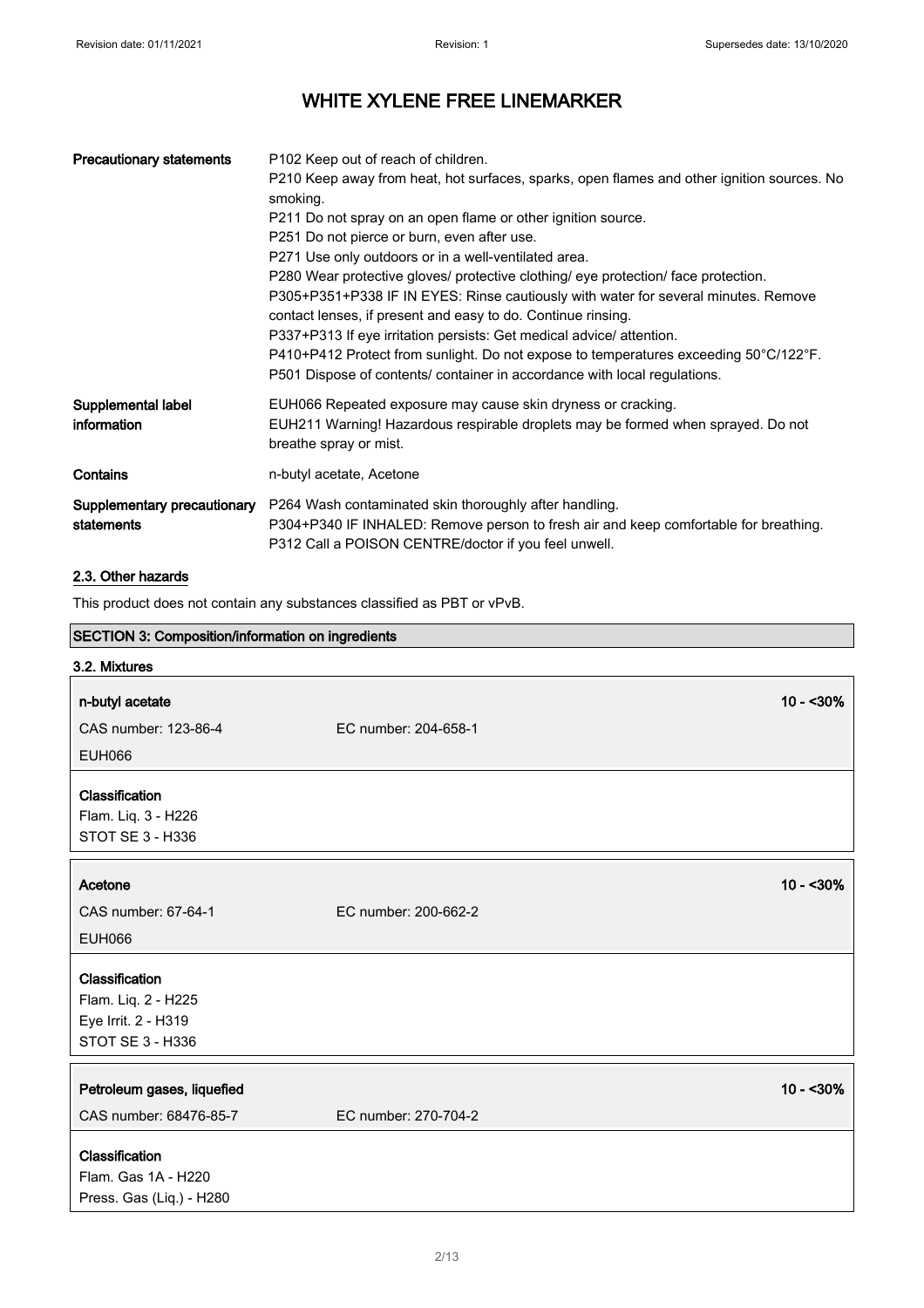# WHITE XYLENE FREE LINEMARKER

| | |
|---|---|
| **Precautionary statements** | P102 Keep out of reach of children.<br>P210 Keep away from heat, hot surfaces, sparks, open flames and other ignition sources. No smoking.<br>P211 Do not spray on an open flame or other ignition source.<br>P251 Do not pierce or burn, even after use.<br>P271 Use only outdoors or in a well-ventilated area.<br>P280 Wear protective gloves/ protective clothing/ eye protection/ face protection.<br>P305+P351+P338 IF IN EYES: Rinse cautiously with water for several minutes. Remove contact lenses, if present and easy to do. Continue rinsing.<br>P337+P313 If eye irritation persists: Get medical advice/ attention.<br>P410+P412 Protect from sunlight. Do not expose to temperatures exceeding 50°C/122°F.<br>P501 Dispose of contents/ container in accordance with local regulations. |
| **Supplemental label information** | EUH066 Repeated exposure may cause skin dryness or cracking.<br>EUH211 Warning! Hazardous respirable droplets may be formed when sprayed. Do not breathe spray or mist. |
| **Contains** | n-butyl acetate, Acetone |
| **Supplementary precautionary statements** | P264 Wash contaminated skin thoroughly after handling.<br>P304+P340 IF INHALED: Remove person to fresh air and keep comfortable for breathing.<br>P312 Call a POISON CENTRE/doctor if you feel unwell. |

## 2.3. Other hazards

This product does not contain any substances classified as PBT or vPvB.

## SECTION 3: Composition/information on ingredients

### 3.2. Mixtures

**n-butyl acetate** — 10 - <30%

CAS number: 123-86-4 EC number: 204-658-1

EUH066

**Classification**
Flam. Liq. 3 - H226
STOT SE 3 - H336

**Acetone** — 10 - <30%

CAS number: 67-64-1 EC number: 200-662-2

EUH066

**Classification**
Flam. Liq. 2 - H225
Eye Irrit. 2 - H319
STOT SE 3 - H336

**Petroleum gases, liquefied** — 10 - <30%

CAS number: 68476-85-7 EC number: 270-704-2

**Classification**
Flam. Gas 1A - H220
Press. Gas (Liq.) - H280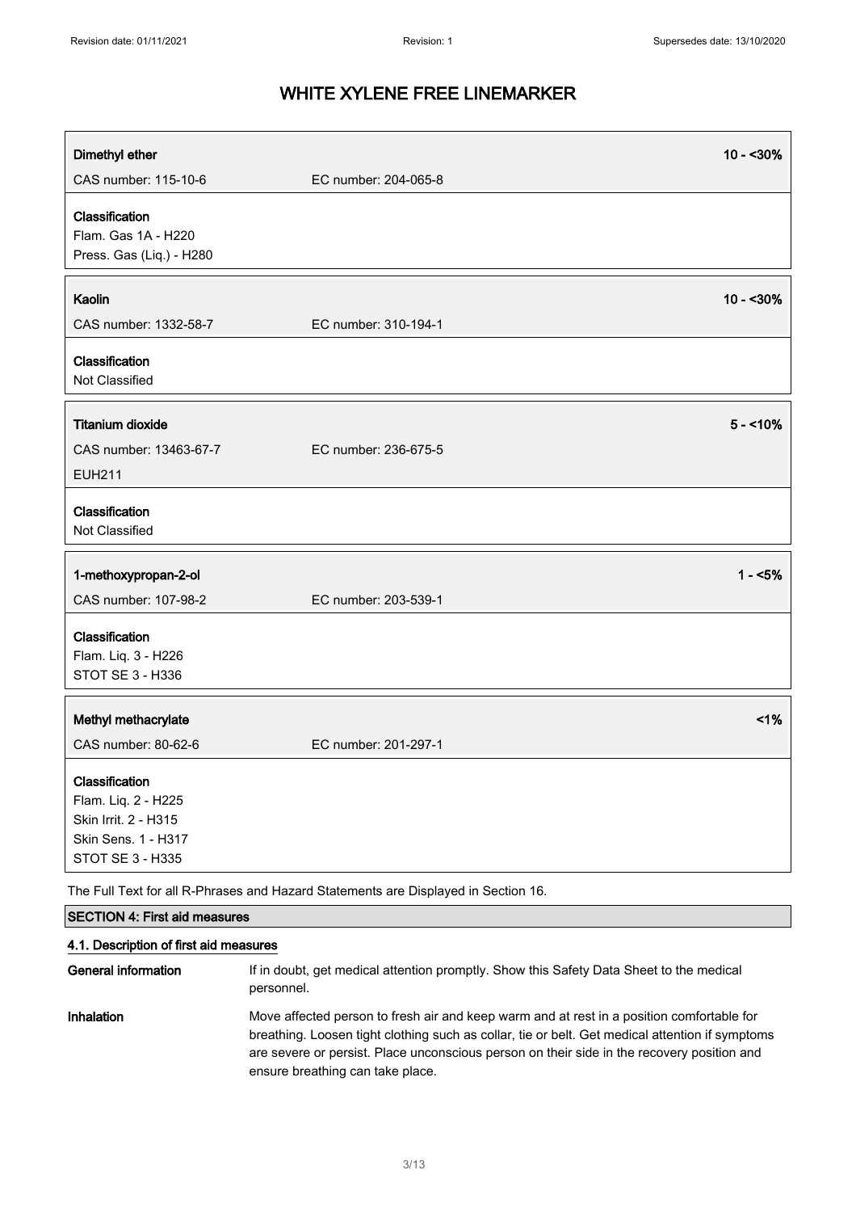# WHITE XYLENE FREE LINEMARKER

| **Dimethyl ether** | | **10 - <30%** |
|---|---|---|
| CAS number: 115-10-6 | EC number: 204-065-8 | |
| **Classification**<br>Flam. Gas 1A - H220<br>Press. Gas (Liq.) - H280 | | |

| **Kaolin** | | **10 - <30%** |
|---|---|---|
| CAS number: 1332-58-7 | EC number: 310-194-1 | |
| **Classification**<br>Not Classified | | |

| **Titanium dioxide** | | **5 - <10%** |
|---|---|---|
| CAS number: 13463-67-7 | EC number: 236-675-5 | |
| EUH211 | | |
| **Classification**<br>Not Classified | | |

| **1-methoxypropan-2-ol** | | **1 - <5%** |
|---|---|---|
| CAS number: 107-98-2 | EC number: 203-539-1 | |
| **Classification**<br>Flam. Liq. 3 - H226<br>STOT SE 3 - H336 | | |

| **Methyl methacrylate** | | **<1%** |
|---|---|---|
| CAS number: 80-62-6 | EC number: 201-297-1 | |
| **Classification**<br>Flam. Liq. 2 - H225<br>Skin Irrit. 2 - H315<br>Skin Sens. 1 - H317<br>STOT SE 3 - H335 | | |

The Full Text for all R-Phrases and Hazard Statements are Displayed in Section 16.

## SECTION 4: First aid measures

### 4.1. Description of first aid measures

**General information** If in doubt, get medical attention promptly. Show this Safety Data Sheet to the medical personnel.

**Inhalation** Move affected person to fresh air and keep warm and at rest in a position comfortable for breathing. Loosen tight clothing such as collar, tie or belt. Get medical attention if symptoms are severe or persist. Place unconscious person on their side in the recovery position and ensure breathing can take place.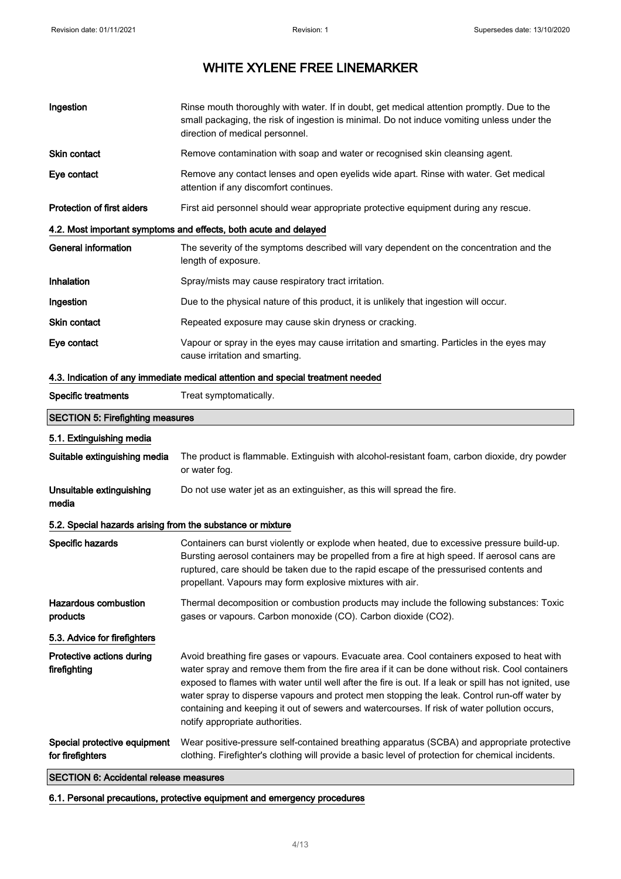| | |
|---|---|
| **Ingestion** | Rinse mouth thoroughly with water. If in doubt, get medical attention promptly. Due to the small packaging, the risk of ingestion is minimal. Do not induce vomiting unless under the direction of medical personnel. |
| **Skin contact** | Remove contamination with soap and water or recognised skin cleansing agent. |
| **Eye contact** | Remove any contact lenses and open eyelids wide apart. Rinse with water. Get medical attention if any discomfort continues. |
| **Protection of first aiders** | First aid personnel should wear appropriate protective equipment during any rescue. |

### 4.2. Most important symptoms and effects, both acute and delayed

| | |
|---|---|
| **General information** | The severity of the symptoms described will vary dependent on the concentration and the length of exposure. |
| **Inhalation** | Spray/mists may cause respiratory tract irritation. |
| **Ingestion** | Due to the physical nature of this product, it is unlikely that ingestion will occur. |
| **Skin contact** | Repeated exposure may cause skin dryness or cracking. |
| **Eye contact** | Vapour or spray in the eyes may cause irritation and smarting. Particles in the eyes may cause irritation and smarting. |

### 4.3. Indication of any immediate medical attention and special treatment needed

| | |
|---|---|
| **Specific treatments** | Treat symptomatically. |

## SECTION 5: Firefighting measures

### 5.1. Extinguishing media

| | |
|---|---|
| **Suitable extinguishing media** | The product is flammable. Extinguish with alcohol-resistant foam, carbon dioxide, dry powder or water fog. |
| **Unsuitable extinguishing media** | Do not use water jet as an extinguisher, as this will spread the fire. |

### 5.2. Special hazards arising from the substance or mixture

| | |
|---|---|
| **Specific hazards** | Containers can burst violently or explode when heated, due to excessive pressure build-up. Bursting aerosol containers may be propelled from a fire at high speed. If aerosol cans are ruptured, care should be taken due to the rapid escape of the pressurised contents and propellant. Vapours may form explosive mixtures with air. |
| **Hazardous combustion products** | Thermal decomposition or combustion products may include the following substances: Toxic gases or vapours. Carbon monoxide (CO). Carbon dioxide ($CO_2$). |

### 5.3. Advice for firefighters

| | |
|---|---|
| **Protective actions during firefighting** | Avoid breathing fire gases or vapours. Evacuate area. Cool containers exposed to heat with water spray and remove them from the fire area if it can be done without risk. Cool containers exposed to flames with water until well after the fire is out. If a leak or spill has not ignited, use water spray to disperse vapours and protect men stopping the leak. Control run-off water by containing and keeping it out of sewers and watercourses. If risk of water pollution occurs, notify appropriate authorities. |
| **Special protective equipment for firefighters** | Wear positive-pressure self-contained breathing apparatus (SCBA) and appropriate protective clothing. Firefighter's clothing will provide a basic level of protection for chemical incidents. |

## SECTION 6: Accidental release measures

### 6.1. Personal precautions, protective equipment and emergency procedures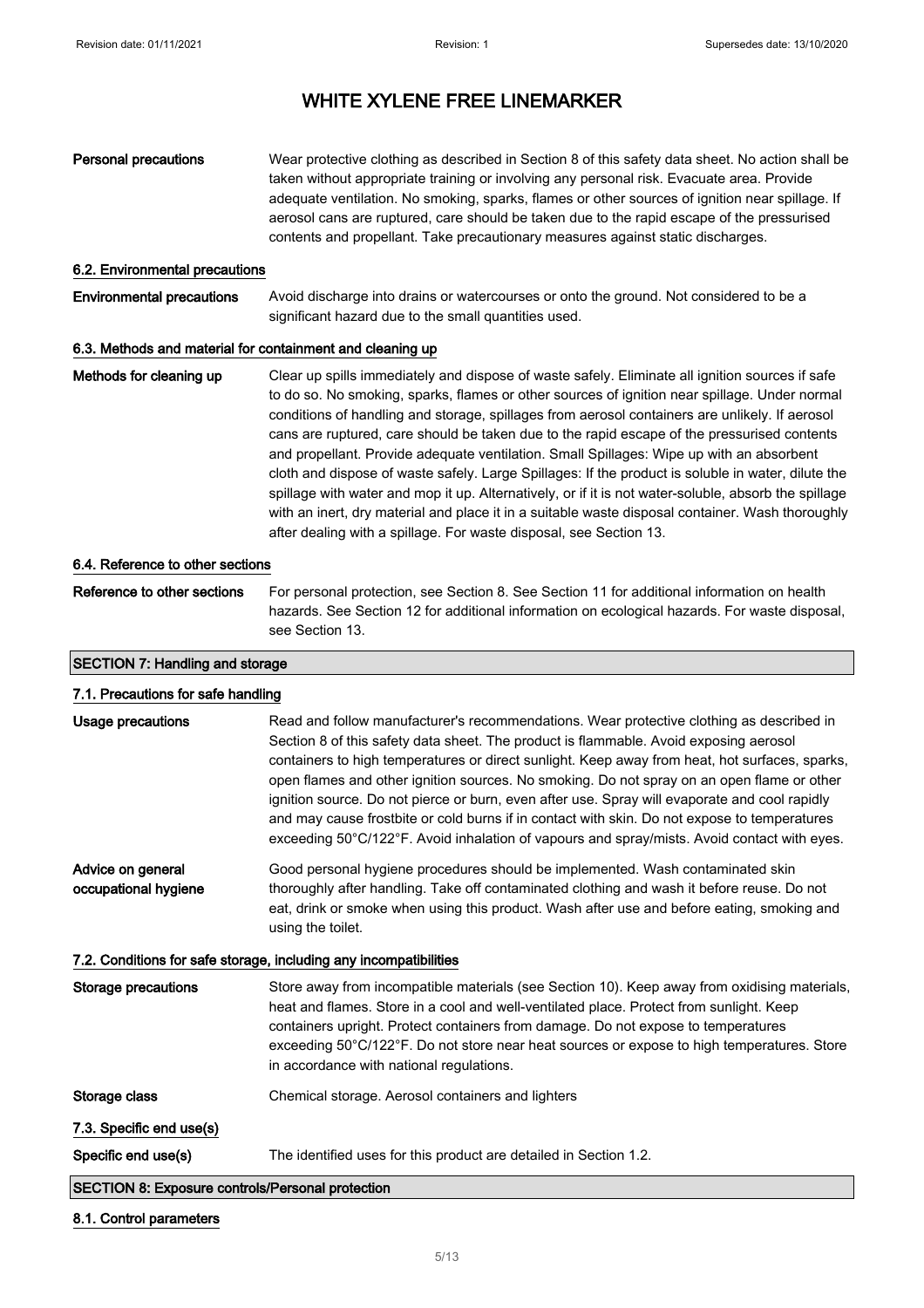| | |
|---|---|
| **Personal precautions** | Wear protective clothing as described in Section 8 of this safety data sheet. No action shall be taken without appropriate training or involving any personal risk. Evacuate area. Provide adequate ventilation. No smoking, sparks, flames or other sources of ignition near spillage. If aerosol cans are ruptured, care should be taken due to the rapid escape of the pressurised contents and propellant. Take precautionary measures against static discharges. |

### 6.2. Environmental precautions

| | |
|---|---|
| **Environmental precautions** | Avoid discharge into drains or watercourses or onto the ground. Not considered to be a significant hazard due to the small quantities used. |

### 6.3. Methods and material for containment and cleaning up

| | |
|---|---|
| **Methods for cleaning up** | Clear up spills immediately and dispose of waste safely. Eliminate all ignition sources if safe to do so. No smoking, sparks, flames or other sources of ignition near spillage. Under normal conditions of handling and storage, spillages from aerosol containers are unlikely. If aerosol cans are ruptured, care should be taken due to the rapid escape of the pressurised contents and propellant. Provide adequate ventilation. Small Spillages: Wipe up with an absorbent cloth and dispose of waste safely. Large Spillages: If the product is soluble in water, dilute the spillage with water and mop it up. Alternatively, or if it is not water-soluble, absorb the spillage with an inert, dry material and place it in a suitable waste disposal container. Wash thoroughly after dealing with a spillage. For waste disposal, see Section 13. |

### 6.4. Reference to other sections

| | |
|---|---|
| **Reference to other sections** | For personal protection, see Section 8. See Section 11 for additional information on health hazards. See Section 12 for additional information on ecological hazards. For waste disposal, see Section 13. |

## SECTION 7: Handling and storage

### 7.1. Precautions for safe handling

| | |
|---|---|
| **Usage precautions** | Read and follow manufacturer's recommendations. Wear protective clothing as described in Section 8 of this safety data sheet. The product is flammable. Avoid exposing aerosol containers to high temperatures or direct sunlight. Keep away from heat, hot surfaces, sparks, open flames and other ignition sources. No smoking. Do not spray on an open flame or other ignition source. Do not pierce or burn, even after use. Spray will evaporate and cool rapidly and may cause frostbite or cold burns if in contact with skin. Do not expose to temperatures exceeding 50°C/122°F. Avoid inhalation of vapours and spray/mists. Avoid contact with eyes. |
| **Advice on general occupational hygiene** | Good personal hygiene procedures should be implemented. Wash contaminated skin thoroughly after handling. Take off contaminated clothing and wash it before reuse. Do not eat, drink or smoke when using this product. Wash after use and before eating, smoking and using the toilet. |

### 7.2. Conditions for safe storage, including any incompatibilities

| | |
|---|---|
| **Storage precautions** | Store away from incompatible materials (see Section 10). Keep away from oxidising materials, heat and flames. Store in a cool and well-ventilated place. Protect from sunlight. Keep containers upright. Protect containers from damage. Do not expose to temperatures exceeding 50°C/122°F. Do not store near heat sources or expose to high temperatures. Store in accordance with national regulations. |
| **Storage class** | Chemical storage. Aerosol containers and lighters |

### 7.3. Specific end use(s)

| | |
|---|---|
| **Specific end use(s)** | The identified uses for this product are detailed in Section 1.2. |

## SECTION 8: Exposure controls/Personal protection

### 8.1. Control parameters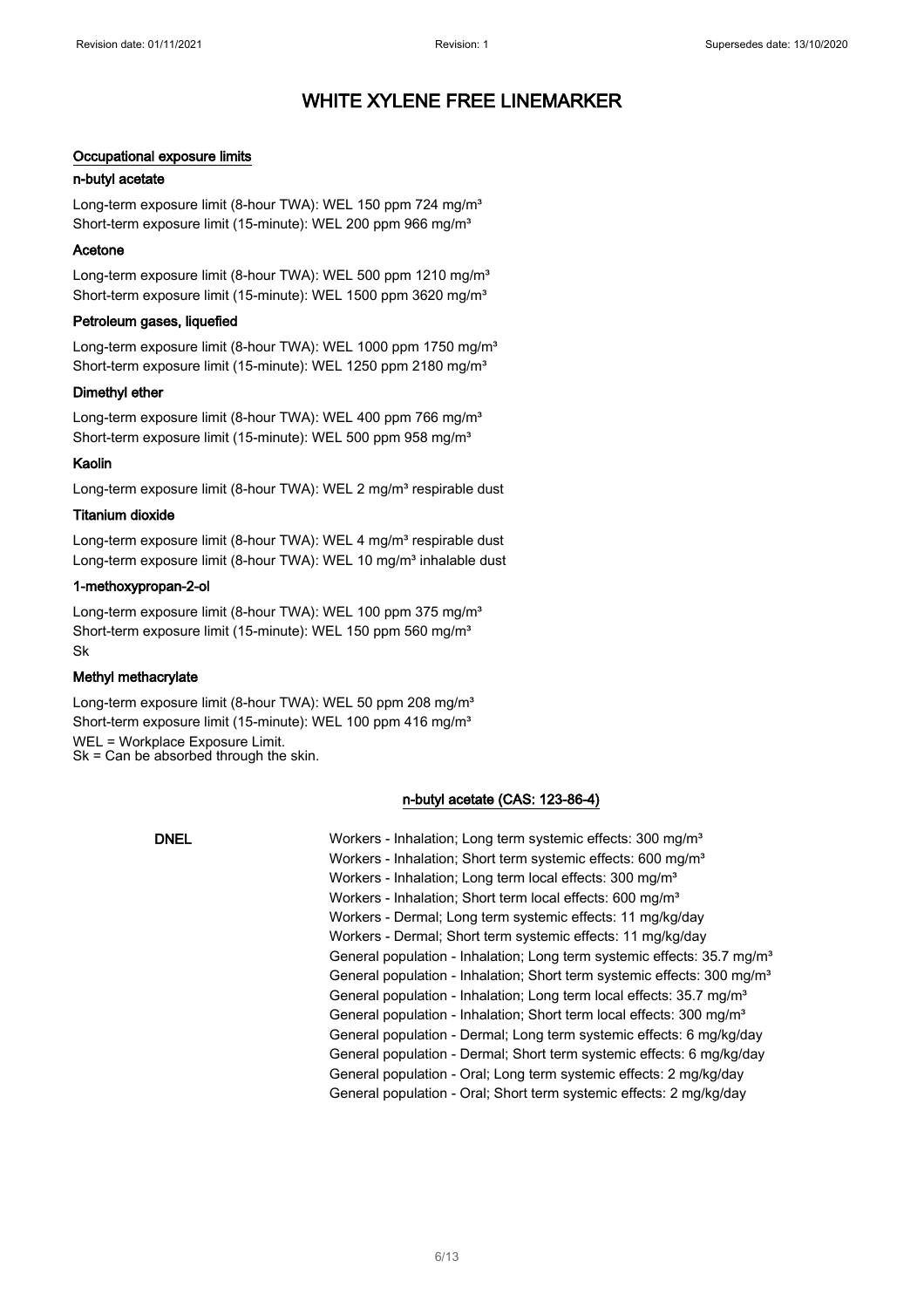# WHITE XYLENE FREE LINEMARKER

### Occupational exposure limits

#### n-butyl acetate

Long-term exposure limit (8-hour TWA): WEL 150 ppm 724 mg/m³
Short-term exposure limit (15-minute): WEL 200 ppm 966 mg/m³

#### Acetone

Long-term exposure limit (8-hour TWA): WEL 500 ppm 1210 mg/m³
Short-term exposure limit (15-minute): WEL 1500 ppm 3620 mg/m³

#### Petroleum gases, liquefied

Long-term exposure limit (8-hour TWA): WEL 1000 ppm 1750 mg/m³
Short-term exposure limit (15-minute): WEL 1250 ppm 2180 mg/m³

#### Dimethyl ether

Long-term exposure limit (8-hour TWA): WEL 400 ppm 766 mg/m³
Short-term exposure limit (15-minute): WEL 500 ppm 958 mg/m³

#### Kaolin

Long-term exposure limit (8-hour TWA): WEL 2 mg/m³ respirable dust

#### Titanium dioxide

Long-term exposure limit (8-hour TWA): WEL 4 mg/m³ respirable dust
Long-term exposure limit (8-hour TWA): WEL 10 mg/m³ inhalable dust

#### 1-methoxypropan-2-ol

Long-term exposure limit (8-hour TWA): WEL 100 ppm 375 mg/m³
Short-term exposure limit (15-minute): WEL 150 ppm 560 mg/m³
Sk

#### Methyl methacrylate

Long-term exposure limit (8-hour TWA): WEL 50 ppm 208 mg/m³
Short-term exposure limit (15-minute): WEL 100 ppm 416 mg/m³
WEL = Workplace Exposure Limit.
Sk = Can be absorbed through the skin.

### n-butyl acetate (CAS: 123-86-4)

**DNEL**

Workers - Inhalation; Long term systemic effects: 300 mg/m³
Workers - Inhalation; Short term systemic effects: 600 mg/m³
Workers - Inhalation; Long term local effects: 300 mg/m³
Workers - Inhalation; Short term local effects: 600 mg/m³
Workers - Dermal; Long term systemic effects: 11 mg/kg/day
Workers - Dermal; Short term systemic effects: 11 mg/kg/day
General population - Inhalation; Long term systemic effects: 35.7 mg/m³
General population - Inhalation; Short term systemic effects: 300 mg/m³
General population - Inhalation; Long term local effects: 35.7 mg/m³
General population - Inhalation; Short term local effects: 300 mg/m³
General population - Dermal; Long term systemic effects: 6 mg/kg/day
General population - Dermal; Short term systemic effects: 6 mg/kg/day
General population - Oral; Long term systemic effects: 2 mg/kg/day
General population - Oral; Short term systemic effects: 2 mg/kg/day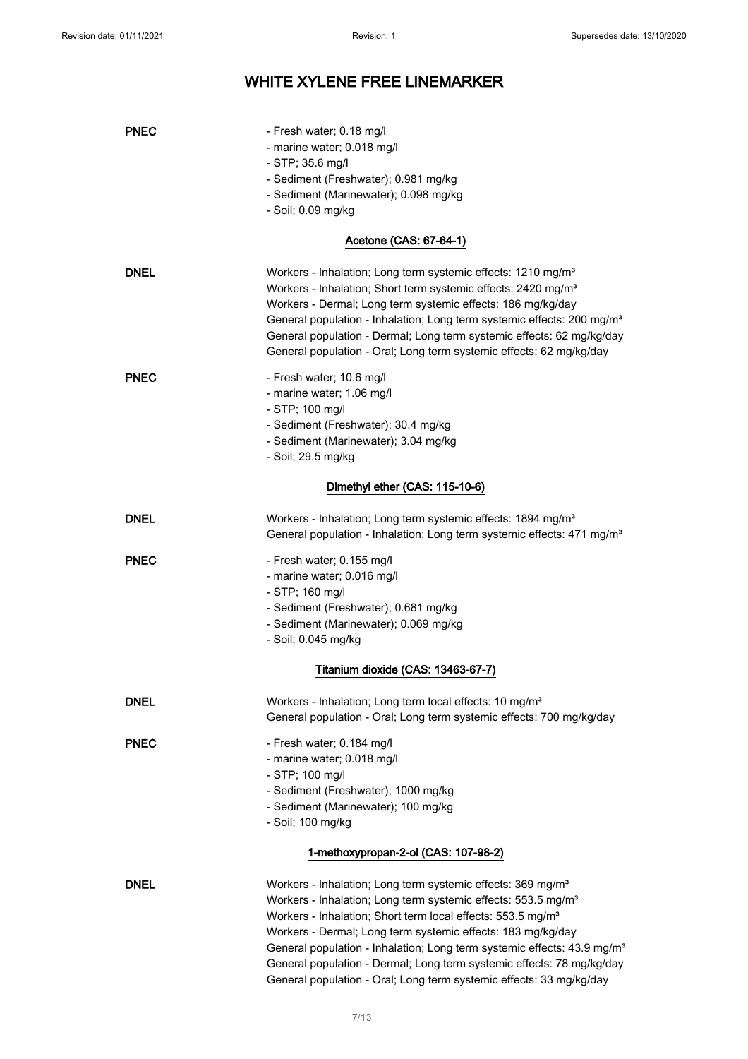# WHITE XYLENE FREE LINEMARKER

**PNEC**

- Fresh water; 0.18 mg/l
- marine water; 0.018 mg/l
- STP; 35.6 mg/l
- Sediment (Freshwater); 0.981 mg/kg
- Sediment (Marinewater); 0.098 mg/kg
- Soil; 0.09 mg/kg

### Acetone (CAS: 67-64-1)

**DNEL**

Workers - Inhalation; Long term systemic effects: 1210 mg/m³
Workers - Inhalation; Short term systemic effects: 2420 mg/m³
Workers - Dermal; Long term systemic effects: 186 mg/kg/day
General population - Inhalation; Long term systemic effects: 200 mg/m³
General population - Dermal; Long term systemic effects: 62 mg/kg/day
General population - Oral; Long term systemic effects: 62 mg/kg/day

**PNEC**

- Fresh water; 10.6 mg/l
- marine water; 1.06 mg/l
- STP; 100 mg/l
- Sediment (Freshwater); 30.4 mg/kg
- Sediment (Marinewater); 3.04 mg/kg
- Soil; 29.5 mg/kg

### Dimethyl ether (CAS: 115-10-6)

**DNEL**

Workers - Inhalation; Long term systemic effects: 1894 mg/m³
General population - Inhalation; Long term systemic effects: 471 mg/m³

**PNEC**

- Fresh water; 0.155 mg/l
- marine water; 0.016 mg/l
- STP; 160 mg/l
- Sediment (Freshwater); 0.681 mg/kg
- Sediment (Marinewater); 0.069 mg/kg
- Soil; 0.045 mg/kg

### Titanium dioxide (CAS: 13463-67-7)

**DNEL**

Workers - Inhalation; Long term local effects: 10 mg/m³
General population - Oral; Long term systemic effects: 700 mg/kg/day

**PNEC**

- Fresh water; 0.184 mg/l
- marine water; 0.018 mg/l
- STP; 100 mg/l
- Sediment (Freshwater); 1000 mg/kg
- Sediment (Marinewater); 100 mg/kg
- Soil; 100 mg/kg

### 1-methoxypropan-2-ol (CAS: 107-98-2)

**DNEL**

Workers - Inhalation; Long term systemic effects: 369 mg/m³
Workers - Inhalation; Long term systemic effects: 553.5 mg/m³
Workers - Inhalation; Short term local effects: 553.5 mg/m³
Workers - Dermal; Long term systemic effects: 183 mg/kg/day
General population - Inhalation; Long term systemic effects: 43.9 mg/m³
General population - Dermal; Long term systemic effects: 78 mg/kg/day
General population - Oral; Long term systemic effects: 33 mg/kg/day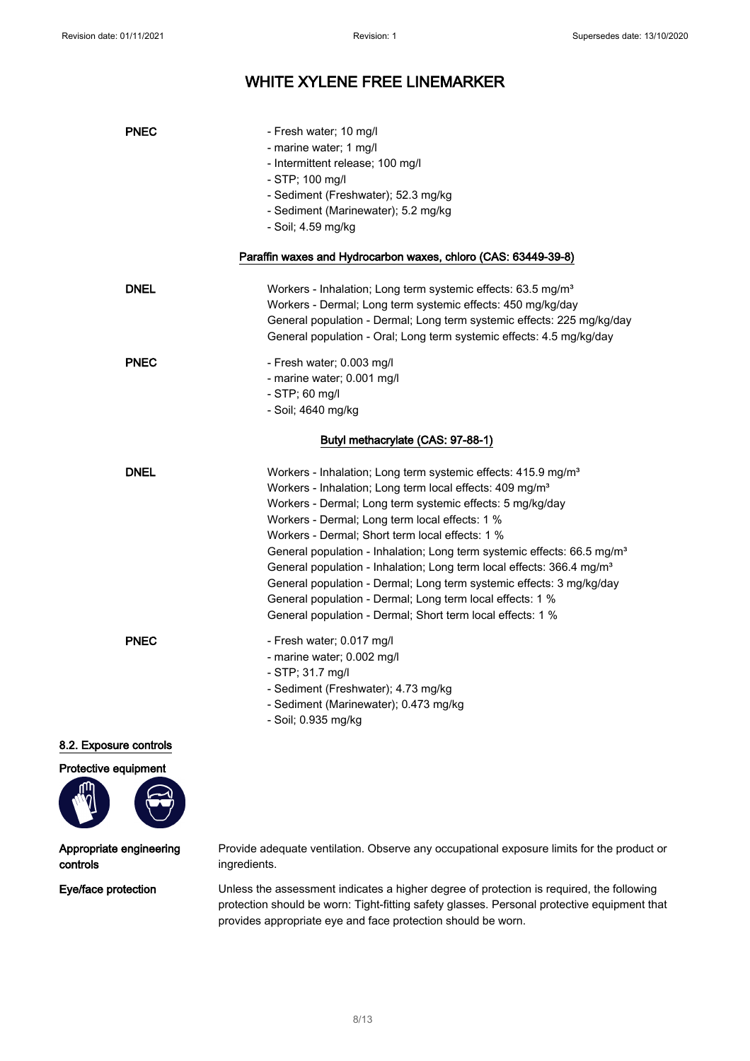# WHITE XYLENE FREE LINEMARKER

**PNEC**

- Fresh water; 10 mg/l
- marine water; 1 mg/l
- Intermittent release; 100 mg/l
- STP; 100 mg/l
- Sediment (Freshwater); 52.3 mg/kg
- Sediment (Marinewater); 5.2 mg/kg
- Soil; 4.59 mg/kg

**Paraffin waxes and Hydrocarbon waxes, chloro (CAS: 63449-39-8)**

**DNEL**

Workers - Inhalation; Long term systemic effects: 63.5 mg/m³
Workers - Dermal; Long term systemic effects: 450 mg/kg/day
General population - Dermal; Long term systemic effects: 225 mg/kg/day
General population - Oral; Long term systemic effects: 4.5 mg/kg/day

**PNEC**

- Fresh water; 0.003 mg/l
- marine water; 0.001 mg/l
- STP; 60 mg/l
- Soil; 4640 mg/kg

**Butyl methacrylate (CAS: 97-88-1)**

**DNEL**

Workers - Inhalation; Long term systemic effects: 415.9 mg/m³
Workers - Inhalation; Long term local effects: 409 mg/m³
Workers - Dermal; Long term systemic effects: 5 mg/kg/day
Workers - Dermal; Long term local effects: 1 %
Workers - Dermal; Short term local effects: 1 %
General population - Inhalation; Long term systemic effects: 66.5 mg/m³
General population - Inhalation; Long term local effects: 366.4 mg/m³
General population - Dermal; Long term systemic effects: 3 mg/kg/day
General population - Dermal; Long term local effects: 1 %
General population - Dermal; Short term local effects: 1 %

**PNEC**

- Fresh water; 0.017 mg/l
- marine water; 0.002 mg/l
- STP; 31.7 mg/l
- Sediment (Freshwater); 4.73 mg/kg
- Sediment (Marinewater); 0.473 mg/kg
- Soil; 0.935 mg/kg

## 8.2. Exposure controls

**Protective equipment**

**Appropriate engineering controls**

Provide adequate ventilation. Observe any occupational exposure limits for the product or ingredients.

**Eye/face protection**

Unless the assessment indicates a higher degree of protection is required, the following protection should be worn: Tight-fitting safety glasses. Personal protective equipment that provides appropriate eye and face protection should be worn.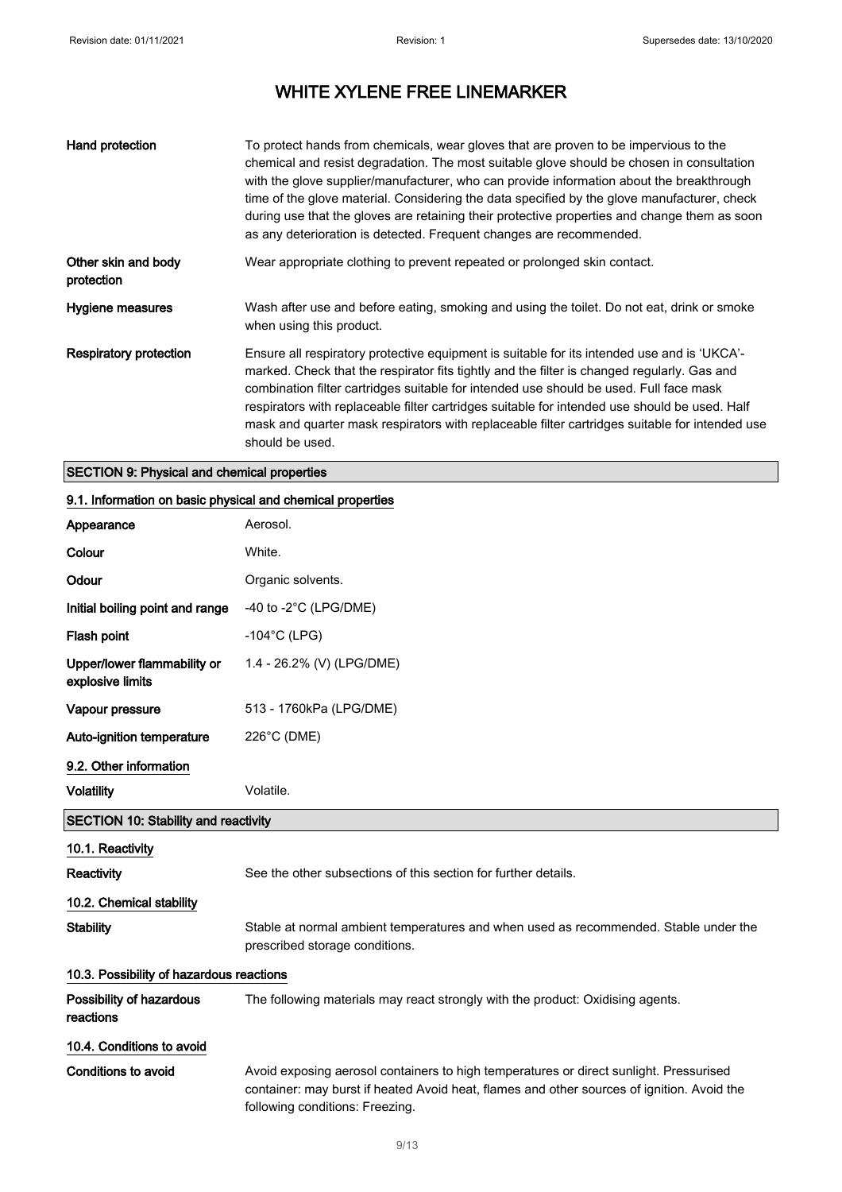| | |
|---|---|
| **Hand protection** | To protect hands from chemicals, wear gloves that are proven to be impervious to the chemical and resist degradation. The most suitable glove should be chosen in consultation with the glove supplier/manufacturer, who can provide information about the breakthrough time of the glove material. Considering the data specified by the glove manufacturer, check during use that the gloves are retaining their protective properties and change them as soon as any deterioration is detected. Frequent changes are recommended. |
| **Other skin and body protection** | Wear appropriate clothing to prevent repeated or prolonged skin contact. |
| **Hygiene measures** | Wash after use and before eating, smoking and using the toilet. Do not eat, drink or smoke when using this product. |
| **Respiratory protection** | Ensure all respiratory protective equipment is suitable for its intended use and is 'UKCA'-marked. Check that the respirator fits tightly and the filter is changed regularly. Gas and combination filter cartridges suitable for intended use should be used. Full face mask respirators with replaceable filter cartridges suitable for intended use should be used. Half mask and quarter mask respirators with replaceable filter cartridges suitable for intended use should be used. |

## SECTION 9: Physical and chemical properties

### 9.1. Information on basic physical and chemical properties

| | |
|---|---|
| **Appearance** | Aerosol. |
| **Colour** | White. |
| **Odour** | Organic solvents. |
| **Initial boiling point and range** | -40 to -2°C (LPG/DME) |
| **Flash point** | -104°C (LPG) |
| **Upper/lower flammability or explosive limits** | 1.4 - 26.2% (V) (LPG/DME) |
| **Vapour pressure** | 513 - 1760kPa (LPG/DME) |
| **Auto-ignition temperature** | 226°C (DME) |

### 9.2. Other information

| | |
|---|---|
| **Volatility** | Volatile. |

## SECTION 10: Stability and reactivity

### 10.1. Reactivity

| | |
|---|---|
| **Reactivity** | See the other subsections of this section for further details. |

### 10.2. Chemical stability

| | |
|---|---|
| **Stability** | Stable at normal ambient temperatures and when used as recommended. Stable under the prescribed storage conditions. |

### 10.3. Possibility of hazardous reactions

| | |
|---|---|
| **Possibility of hazardous reactions** | The following materials may react strongly with the product: Oxidising agents. |

### 10.4. Conditions to avoid

| | |
|---|---|
| **Conditions to avoid** | Avoid exposing aerosol containers to high temperatures or direct sunlight. Pressurised container: may burst if heated Avoid heat, flames and other sources of ignition. Avoid the following conditions: Freezing. |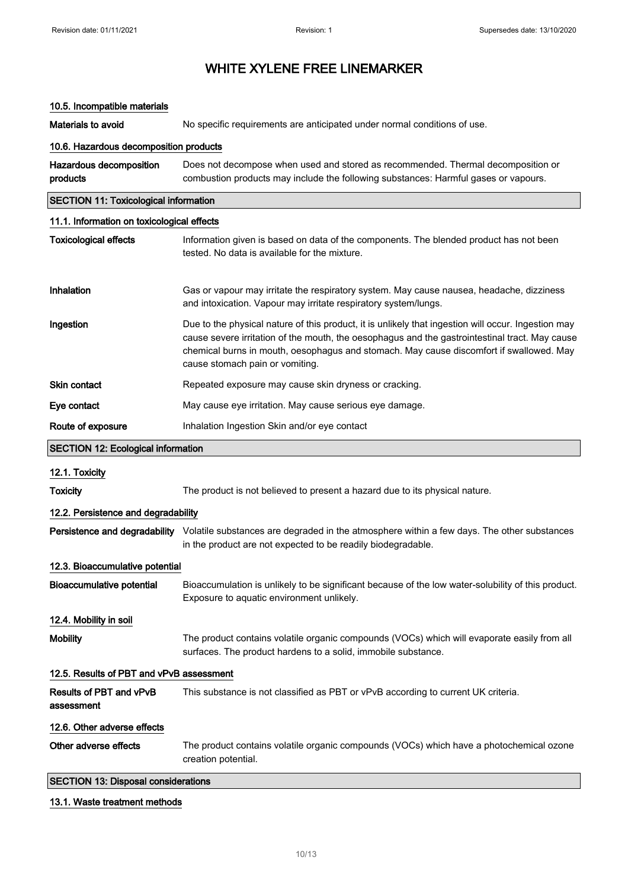### 10.5. Incompatible materials

**Materials to avoid** No specific requirements are anticipated under normal conditions of use.

### 10.6. Hazardous decomposition products

**Hazardous decomposition products** Does not decompose when used and stored as recommended. Thermal decomposition or combustion products may include the following substances: Harmful gases or vapours.

## SECTION 11: Toxicological information

### 11.1. Information on toxicological effects

**Toxicological effects** Information given is based on data of the components. The blended product has not been tested. No data is available for the mixture.

**Inhalation** Gas or vapour may irritate the respiratory system. May cause nausea, headache, dizziness and intoxication. Vapour may irritate respiratory system/lungs.

**Ingestion** Due to the physical nature of this product, it is unlikely that ingestion will occur. Ingestion may cause severe irritation of the mouth, the oesophagus and the gastrointestinal tract. May cause chemical burns in mouth, oesophagus and stomach. May cause discomfort if swallowed. May cause stomach pain or vomiting.

**Skin contact** Repeated exposure may cause skin dryness or cracking.

**Eye contact** May cause eye irritation. May cause serious eye damage.

**Route of exposure** Inhalation Ingestion Skin and/or eye contact

## SECTION 12: Ecological information

### 12.1. Toxicity

**Toxicity** The product is not believed to present a hazard due to its physical nature.

### 12.2. Persistence and degradability

**Persistence and degradability** Volatile substances are degraded in the atmosphere within a few days. The other substances in the product are not expected to be readily biodegradable.

### 12.3. Bioaccumulative potential

**Bioaccumulative potential** Bioaccumulation is unlikely to be significant because of the low water-solubility of this product. Exposure to aquatic environment unlikely.

### 12.4. Mobility in soil

**Mobility** The product contains volatile organic compounds (VOCs) which will evaporate easily from all surfaces. The product hardens to a solid, immobile substance.

### 12.5. Results of PBT and vPvB assessment

**Results of PBT and vPvB assessment** This substance is not classified as PBT or vPvB according to current UK criteria.

### 12.6. Other adverse effects

**Other adverse effects** The product contains volatile organic compounds (VOCs) which have a photochemical ozone creation potential.

## SECTION 13: Disposal considerations

### 13.1. Waste treatment methods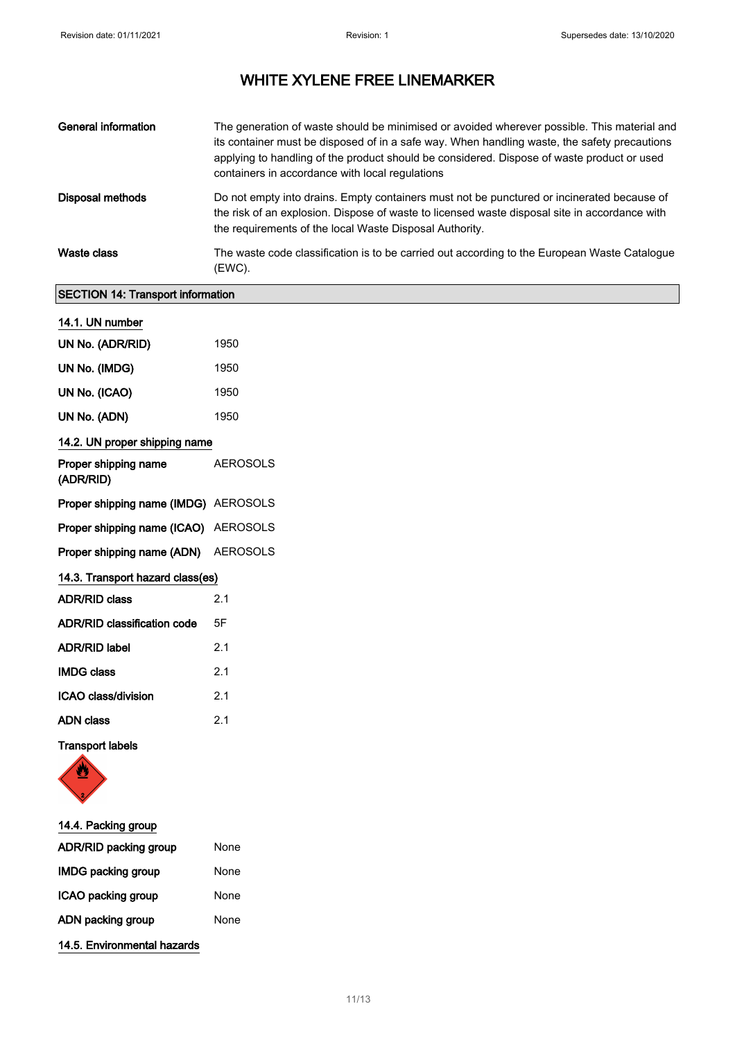# WHITE XYLENE FREE LINEMARKER

| | |
|---|---|
| **General information** | The generation of waste should be minimised or avoided wherever possible. This material and its container must be disposed of in a safe way. When handling waste, the safety precautions applying to handling of the product should be considered. Dispose of waste product or used containers in accordance with local regulations |
| **Disposal methods** | Do not empty into drains. Empty containers must not be punctured or incinerated because of the risk of an explosion. Dispose of waste to licensed waste disposal site in accordance with the requirements of the local Waste Disposal Authority. |
| **Waste class** | The waste code classification is to be carried out according to the European Waste Catalogue (EWC). |

## SECTION 14: Transport information

### 14.1. UN number

| | |
|---|---|
| **UN No. (ADR/RID)** | 1950 |
| **UN No. (IMDG)** | 1950 |
| **UN No. (ICAO)** | 1950 |
| **UN No. (ADN)** | 1950 |

### 14.2. UN proper shipping name

| | |
|---|---|
| **Proper shipping name (ADR/RID)** | AEROSOLS |
| **Proper shipping name (IMDG)** | AEROSOLS |
| **Proper shipping name (ICAO)** | AEROSOLS |
| **Proper shipping name (ADN)** | AEROSOLS |

### 14.3. Transport hazard class(es)

| | |
|---|---|
| **ADR/RID class** | 2.1 |
| **ADR/RID classification code** | 5F |
| **ADR/RID label** | 2.1 |
| **IMDG class** | 2.1 |
| **ICAO class/division** | 2.1 |
| **ADN class** | 2.1 |

**Transport labels**

### 14.4. Packing group

| | |
|---|---|
| **ADR/RID packing group** | None |
| **IMDG packing group** | None |
| **ICAO packing group** | None |
| **ADN packing group** | None |

### 14.5. Environmental hazards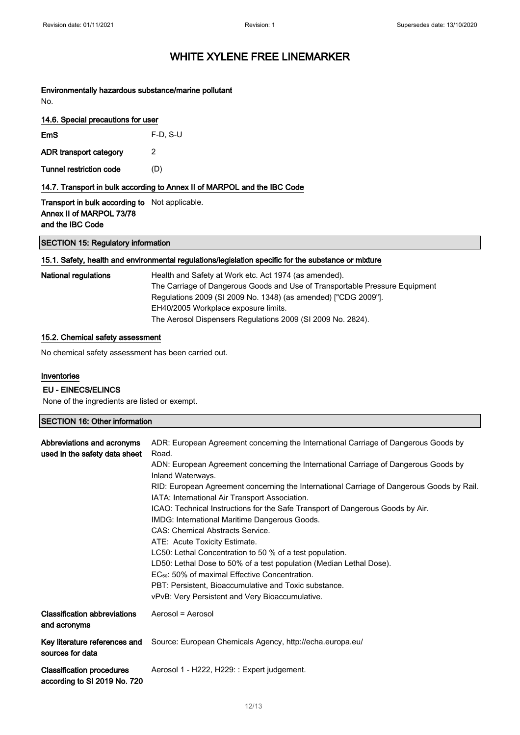# WHITE XYLENE FREE LINEMARKER

**Environmentally hazardous substance/marine pollutant**

No.

### 14.6. Special precautions for user

| | |
|---|---|
| **EmS** | F-D, S-U |
| **ADR transport category** | 2 |
| **Tunnel restriction code** | (D) |

### 14.7. Transport in bulk according to Annex II of MARPOL and the IBC Code

| | |
|---|---|
| **Transport in bulk according to Annex II of MARPOL 73/78 and the IBC Code** | Not applicable. |

## SECTION 15: Regulatory information

### 15.1. Safety, health and environmental regulations/legislation specific for the substance or mixture

**National regulations**

Health and Safety at Work etc. Act 1974 (as amended).
The Carriage of Dangerous Goods and Use of Transportable Pressure Equipment Regulations 2009 (SI 2009 No. 1348) (as amended) ["CDG 2009"].
EH40/2005 Workplace exposure limits.
The Aerosol Dispensers Regulations 2009 (SI 2009 No. 2824).

### 15.2. Chemical safety assessment

No chemical safety assessment has been carried out.

### Inventories

**EU - EINECS/ELINCS**

None of the ingredients are listed or exempt.

## SECTION 16: Other information

**Abbreviations and acronyms used in the safety data sheet**

ADR: European Agreement concerning the International Carriage of Dangerous Goods by Road.
ADN: European Agreement concerning the International Carriage of Dangerous Goods by Inland Waterways.
RID: European Agreement concerning the International Carriage of Dangerous Goods by Rail.
IATA: International Air Transport Association.
ICAO: Technical Instructions for the Safe Transport of Dangerous Goods by Air.
IMDG: International Maritime Dangerous Goods.
CAS: Chemical Abstracts Service.
ATE: Acute Toxicity Estimate.
LC50: Lethal Concentration to 50 % of a test population.
LD50: Lethal Dose to 50% of a test population (Median Lethal Dose).
$EC_{50}$: 50% of maximal Effective Concentration.
PBT: Persistent, Bioaccumulative and Toxic substance.
vPvB: Very Persistent and Very Bioaccumulative.

| | |
|---|---|
| **Classification abbreviations and acronyms** | Aerosol = Aerosol |
| **Key literature references and sources for data** | Source: European Chemicals Agency, http://echa.europa.eu/ |
| **Classification procedures according to SI 2019 No. 720** | Aerosol 1 - H222, H229: : Expert judgement. |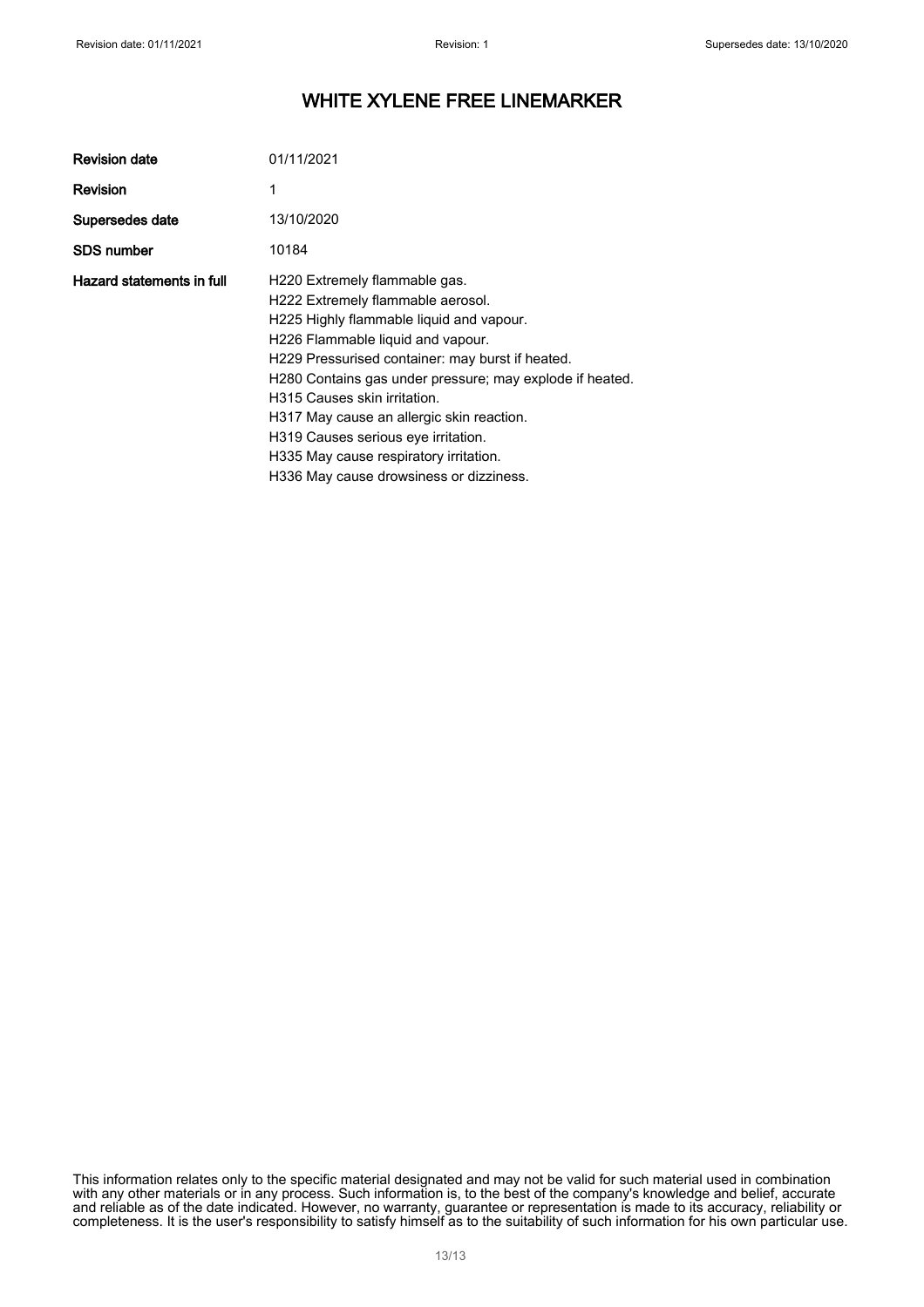# WHITE XYLENE FREE LINEMARKER

| | |
|---|---|
| **Revision date** | 01/11/2021 |
| **Revision** | 1 |
| **Supersedes date** | 13/10/2020 |
| **SDS number** | 10184 |
| **Hazard statements in full** | H220 Extremely flammable gas.<br>H222 Extremely flammable aerosol.<br>H225 Highly flammable liquid and vapour.<br>H226 Flammable liquid and vapour.<br>H229 Pressurised container: may burst if heated.<br>H280 Contains gas under pressure; may explode if heated.<br>H315 Causes skin irritation.<br>H317 May cause an allergic skin reaction.<br>H319 Causes serious eye irritation.<br>H335 May cause respiratory irritation.<br>H336 May cause drowsiness or dizziness. |

This information relates only to the specific material designated and may not be valid for such material used in combination with any other materials or in any process. Such information is, to the best of the company's knowledge and belief, accurate and reliable as of the date indicated. However, no warranty, guarantee or representation is made to its accuracy, reliability or completeness. It is the user's responsibility to satisfy himself as to the suitability of such information for his own particular use.